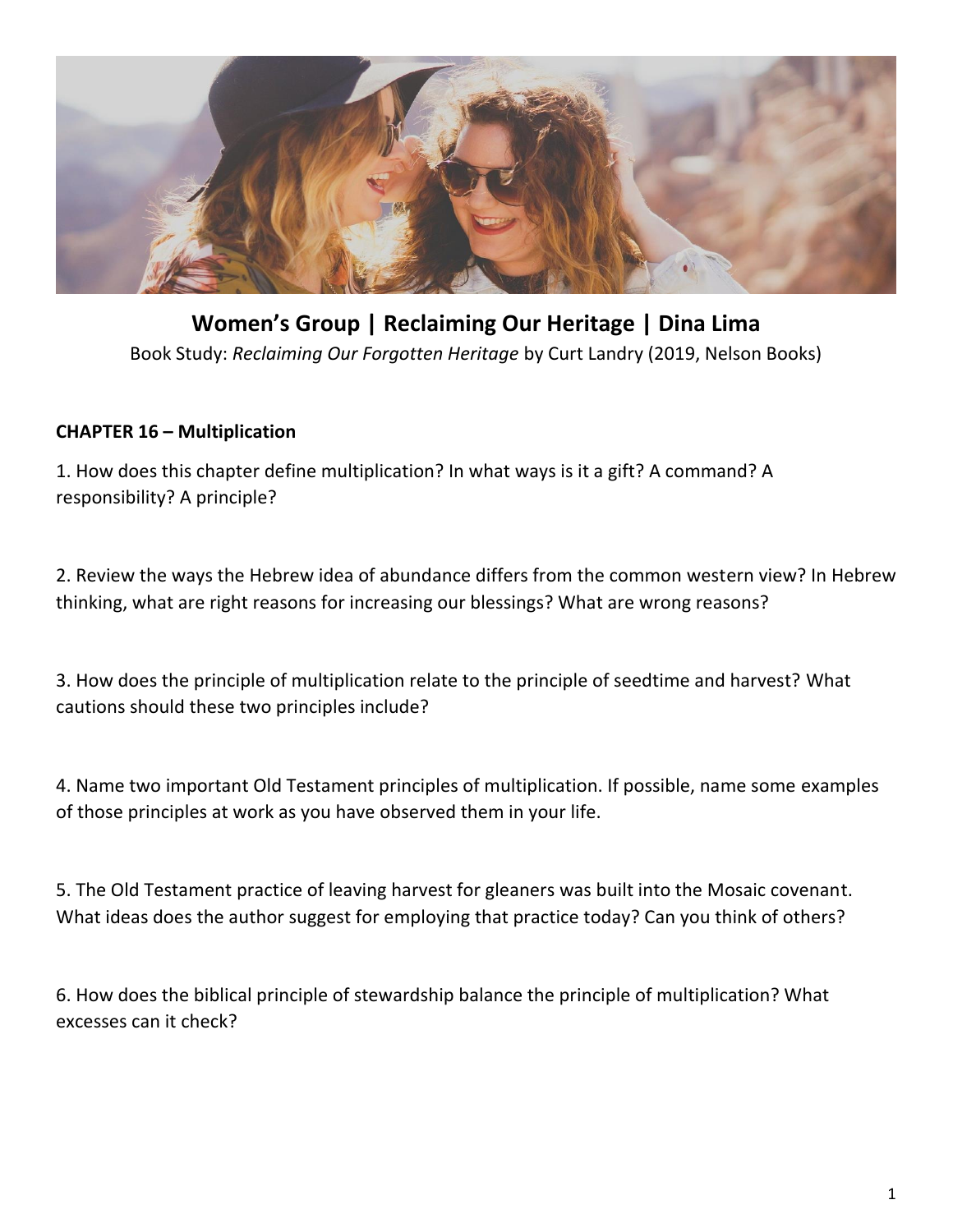# Women's Group | Reclaiming Our Heritage | Dina Lima

Book Study: *Reclaiming Our Forgotten Heritage* by Curt Landry (2019, Nelson Books)

**CHAPTER 16 – Multiplication**

1. How does this chapter define multiplication? In what ways is it a gift? A command? A responsibility? A principle?

2. Review the ways the Hebrew idea of abundance differs from the common western view? In Hebrew thinking, what are right reasons for increasing our blessings? What are wrong reasons?

3. How does the principle of multiplication relate to the principle of seedtime and harvest? What cautions should these two principles include?

4. Name two important Old Testament principles of multiplication. If possible, name some examples of those principles at work as you have observed them in your life.

5. The Old Testament practice of leaving harvest for gleaners was built into the Mosaic covenant. What ideas does the author suggest for employing that practice today? Can you think of others?

6. How does the biblical principle of stewardship balance the principle of multiplication? What excesses can it check?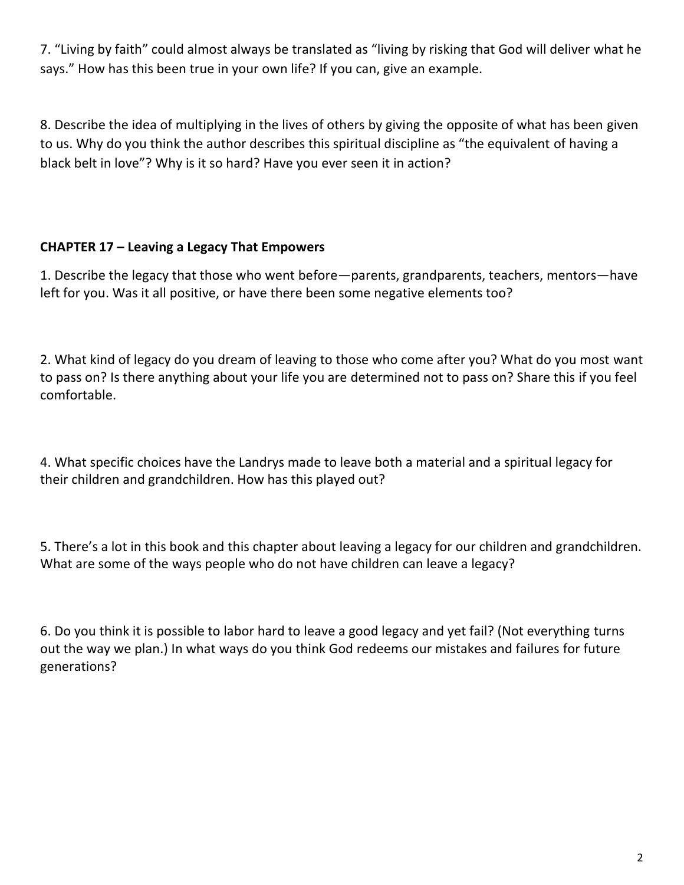7. "Living by faith" could almost always be translated as "living by risking that God will deliver what he says." How has this been true in your own life? If you can, give an example.

8. Describe the idea of multiplying in the lives of others by giving the opposite of what has been given to us. Why do you think the author describes this spiritual discipline as "the equivalent of having a black belt in love"? Why is it so hard? Have you ever seen it in action?

**CHAPTER 17 – Leaving a Legacy That Empowers**

1. Describe the legacy that those who went before—parents, grandparents, teachers, mentors—have left for you. Was it all positive, or have there been some negative elements too?

2. What kind of legacy do you dream of leaving to those who come after you? What do you most want to pass on? Is there anything about your life you are determined not to pass on? Share this if you feel comfortable.

4. What specific choices have the Landrys made to leave both a material and a spiritual legacy for their children and grandchildren. How has this played out?

5. There's a lot in this book and this chapter about leaving a legacy for our children and grandchildren. What are some of the ways people who do not have children can leave a legacy?

6. Do you think it is possible to labor hard to leave a good legacy and yet fail? (Not everything turns out the way we plan.) In what ways do you think God redeems our mistakes and failures for future generations?